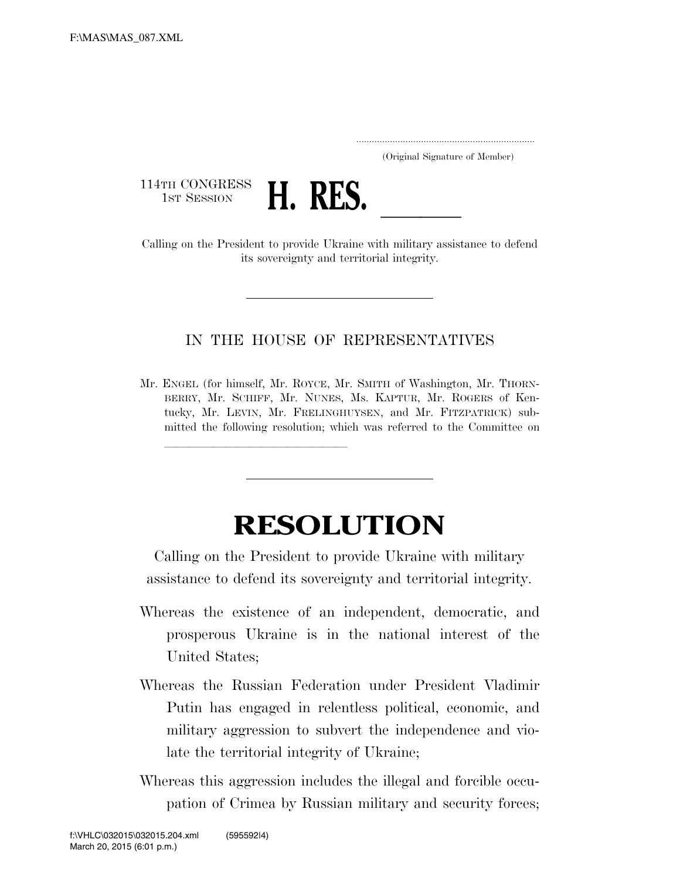(Original Signature of Member)

114TH CONGRESS
1ST SESSION

# H. RES. \_\_\_\_\_\_

Calling on the President to provide Ukraine with military assistance to defend its sovereignty and territorial integrity.

---

IN THE HOUSE OF REPRESENTATIVES

Mr. ENGEL (for himself, Mr. ROYCE, Mr. SMITH of Washington, Mr. THORNBERRY, Mr. SCHIFF, Mr. NUNES, Ms. KAPTUR, Mr. ROGERS of Kentucky, Mr. LEVIN, Mr. FRELINGHUYSEN, and Mr. FITZPATRICK) submitted the following resolution; which was referred to the Committee on \_\_\_\_\_\_\_\_\_\_\_\_\_\_\_\_\_\_\_\_

---

# RESOLUTION

Calling on the President to provide Ukraine with military assistance to defend its sovereignty and territorial integrity.

Whereas the existence of an independent, democratic, and prosperous Ukraine is in the national interest of the United States;

Whereas the Russian Federation under President Vladimir Putin has engaged in relentless political, economic, and military aggression to subvert the independence and violate the territorial integrity of Ukraine;

Whereas this aggression includes the illegal and forcible occupation of Crimea by Russian military and security forces;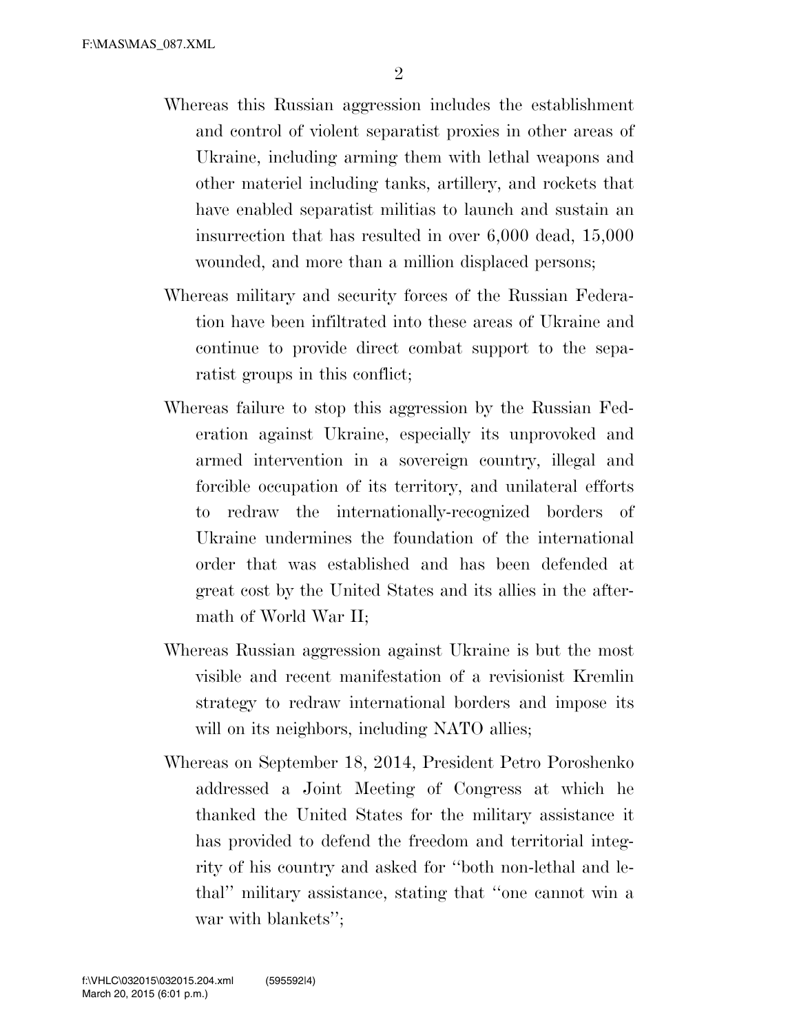Whereas this Russian aggression includes the establishment and control of violent separatist proxies in other areas of Ukraine, including arming them with lethal weapons and other materiel including tanks, artillery, and rockets that have enabled separatist militias to launch and sustain an insurrection that has resulted in over 6,000 dead, 15,000 wounded, and more than a million displaced persons;

Whereas military and security forces of the Russian Federation have been infiltrated into these areas of Ukraine and continue to provide direct combat support to the separatist groups in this conflict;

Whereas failure to stop this aggression by the Russian Federation against Ukraine, especially its unprovoked and armed intervention in a sovereign country, illegal and forcible occupation of its territory, and unilateral efforts to redraw the internationally-recognized borders of Ukraine undermines the foundation of the international order that was established and has been defended at great cost by the United States and its allies in the aftermath of World War II;

Whereas Russian aggression against Ukraine is but the most visible and recent manifestation of a revisionist Kremlin strategy to redraw international borders and impose its will on its neighbors, including NATO allies;

Whereas on September 18, 2014, President Petro Poroshenko addressed a Joint Meeting of Congress at which he thanked the United States for the military assistance it has provided to defend the freedom and territorial integrity of his country and asked for ''both non-lethal and lethal'' military assistance, stating that ''one cannot win a war with blankets'';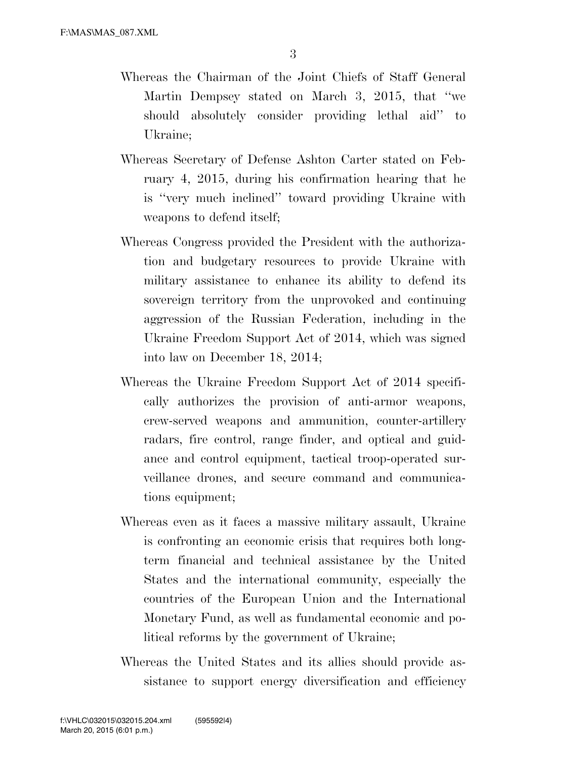Whereas the Chairman of the Joint Chiefs of Staff General Martin Dempsey stated on March 3, 2015, that ''we should absolutely consider providing lethal aid'' to Ukraine;

Whereas Secretary of Defense Ashton Carter stated on February 4, 2015, during his confirmation hearing that he is ''very much inclined'' toward providing Ukraine with weapons to defend itself;

Whereas Congress provided the President with the authorization and budgetary resources to provide Ukraine with military assistance to enhance its ability to defend its sovereign territory from the unprovoked and continuing aggression of the Russian Federation, including in the Ukraine Freedom Support Act of 2014, which was signed into law on December 18, 2014;

Whereas the Ukraine Freedom Support Act of 2014 specifically authorizes the provision of anti-armor weapons, crew-served weapons and ammunition, counter-artillery radars, fire control, range finder, and optical and guidance and control equipment, tactical troop-operated surveillance drones, and secure command and communications equipment;

Whereas even as it faces a massive military assault, Ukraine is confronting an economic crisis that requires both long-term financial and technical assistance by the United States and the international community, especially the countries of the European Union and the International Monetary Fund, as well as fundamental economic and political reforms by the government of Ukraine;

Whereas the United States and its allies should provide assistance to support energy diversification and efficiency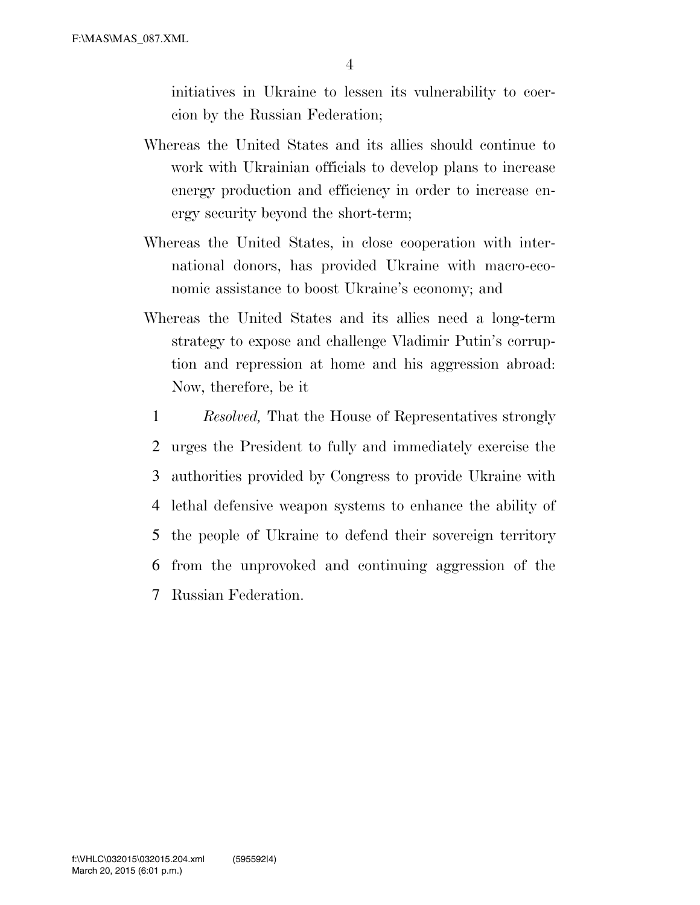initiatives in Ukraine to lessen its vulnerability to coercion by the Russian Federation;

Whereas the United States and its allies should continue to work with Ukrainian officials to develop plans to increase energy production and efficiency in order to increase energy security beyond the short-term;

Whereas the United States, in close cooperation with international donors, has provided Ukraine with macro-economic assistance to boost Ukraine's economy; and

Whereas the United States and its allies need a long-term strategy to expose and challenge Vladimir Putin's corruption and repression at home and his aggression abroad: Now, therefore, be it

1 *Resolved,* That the House of Representatives strongly
2 urges the President to fully and immediately exercise the
3 authorities provided by Congress to provide Ukraine with
4 lethal defensive weapon systems to enhance the ability of
5 the people of Ukraine to defend their sovereign territory
6 from the unprovoked and continuing aggression of the
7 Russian Federation.